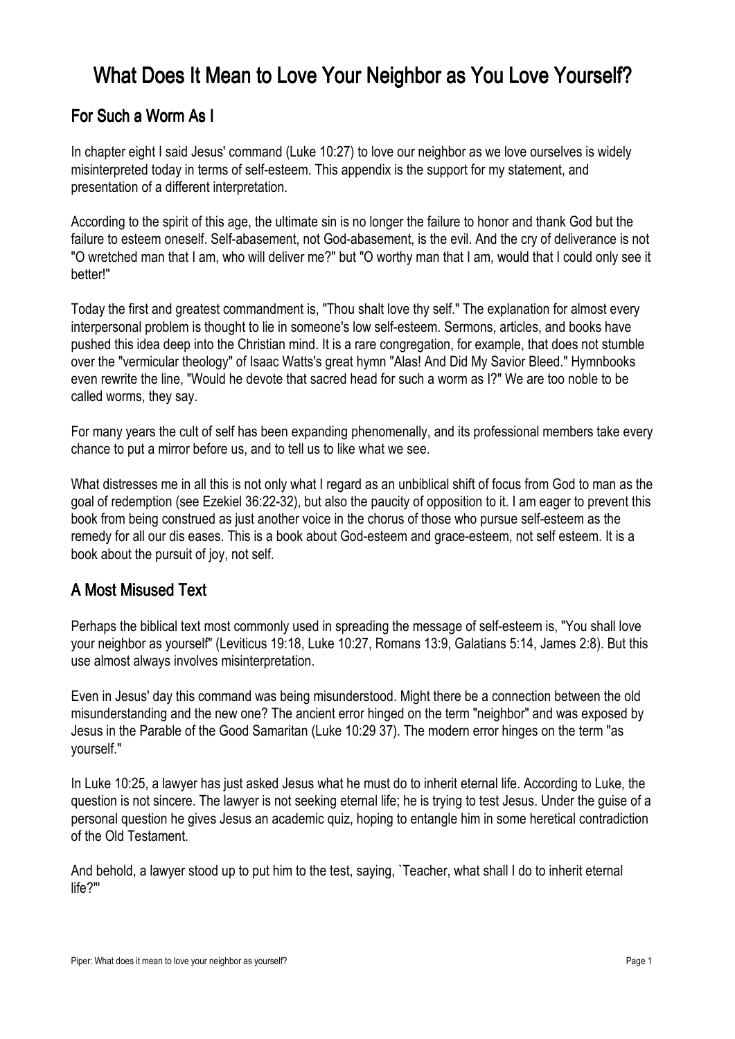# What Does It Mean to Love Your Neighbor as You Love Yourself?

## For Such a Worm As I

In chapter eight I said Jesus' command (Luke 10:27) to love our neighbor as we love ourselves is widely misinterpreted today in terms of self-esteem. This appendix is the support for my statement, and presentation of a different interpretation.

According to the spirit of this age, the ultimate sin is no longer the failure to honor and thank God but the failure to esteem oneself. Self-abasement, not God-abasement, is the evil. And the cry of deliverance is not "O wretched man that I am, who will deliver me?" but "O worthy man that I am, would that I could only see it better!"

Today the first and greatest commandment is, "Thou shalt love thy self." The explanation for almost every interpersonal problem is thought to lie in someone's low self-esteem. Sermons, articles, and books have pushed this idea deep into the Christian mind. It is a rare congregation, for example, that does not stumble over the "vermicular theology" of Isaac Watts's great hymn "Alas! And Did My Savior Bleed." Hymnbooks even rewrite the line, "Would he devote that sacred head for such a worm as I?" We are too noble to be called worms, they say.

For many years the cult of self has been expanding phenomenally, and its professional members take every chance to put a mirror before us, and to tell us to like what we see.

What distresses me in all this is not only what I regard as an unbiblical shift of focus from God to man as the goal of redemption (see Ezekiel 36:22-32), but also the paucity of opposition to it. I am eager to prevent this book from being construed as just another voice in the chorus of those who pursue self-esteem as the remedy for all our dis eases. This is a book about God-esteem and grace-esteem, not self esteem. It is a book about the pursuit of joy, not self.

## A Most Misused Text

Perhaps the biblical text most commonly used in spreading the message of self-esteem is, "You shall love your neighbor as yourself" (Leviticus 19:18, Luke 10:27, Romans 13:9, Galatians 5:14, James 2:8). But this use almost always involves misinterpretation.

Even in Jesus' day this command was being misunderstood. Might there be a connection between the old misunderstanding and the new one? The ancient error hinged on the term "neighbor" and was exposed by Jesus in the Parable of the Good Samaritan (Luke 10:29 37). The modern error hinges on the term "as yourself."

In Luke 10:25, a lawyer has just asked Jesus what he must do to inherit eternal life. According to Luke, the question is not sincere. The lawyer is not seeking eternal life; he is trying to test Jesus. Under the guise of a personal question he gives Jesus an academic quiz, hoping to entangle him in some heretical contradiction of the Old Testament.

And behold, a lawyer stood up to put him to the test, saying, `Teacher, what shall I do to inherit eternal life?'"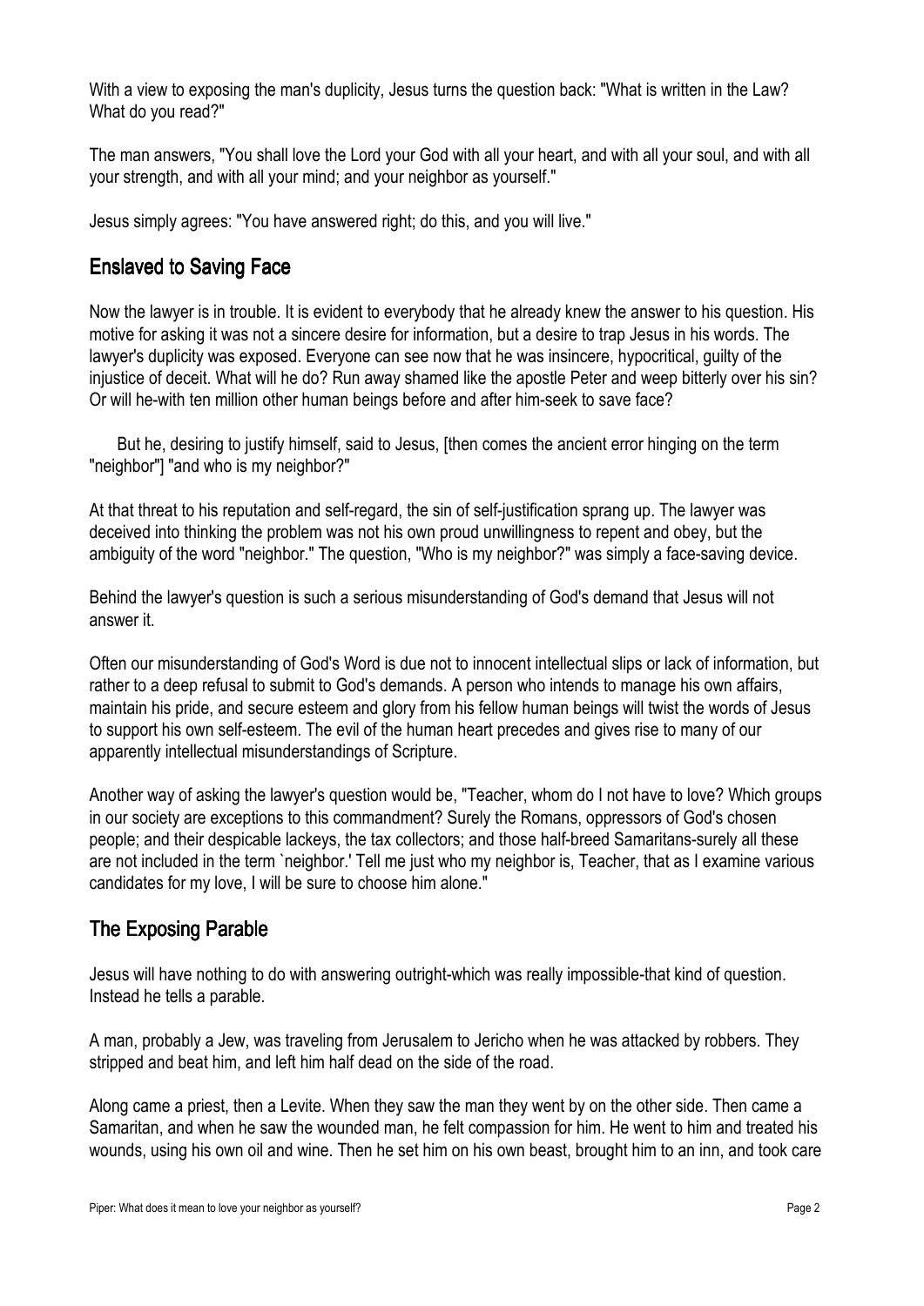With a view to exposing the man's duplicity, Jesus turns the question back: "What is written in the Law? What do you read?"

The man answers, "You shall love the Lord your God with all your heart, and with all your soul, and with all your strength, and with all your mind; and your neighbor as yourself."

Jesus simply agrees: "You have answered right; do this, and you will live."

## Enslaved to Saving Face

Now the lawyer is in trouble. It is evident to everybody that he already knew the answer to his question. His motive for asking it was not a sincere desire for information, but a desire to trap Jesus in his words. The lawyer's duplicity was exposed. Everyone can see now that he was insincere, hypocritical, guilty of the injustice of deceit. What will he do? Run away shamed like the apostle Peter and weep bitterly over his sin? Or will he-with ten million other human beings before and after him-seek to save face?

> But he, desiring to justify himself, said to Jesus, [then comes the ancient error hinging on the term "neighbor"] "and who is my neighbor?"

At that threat to his reputation and self-regard, the sin of self-justification sprang up. The lawyer was deceived into thinking the problem was not his own proud unwillingness to repent and obey, but the ambiguity of the word "neighbor." The question, "Who is my neighbor?" was simply a face-saving device.

Behind the lawyer's question is such a serious misunderstanding of God's demand that Jesus will not answer it.

Often our misunderstanding of God's Word is due not to innocent intellectual slips or lack of information, but rather to a deep refusal to submit to God's demands. A person who intends to manage his own affairs, maintain his pride, and secure esteem and glory from his fellow human beings will twist the words of Jesus to support his own self-esteem. The evil of the human heart precedes and gives rise to many of our apparently intellectual misunderstandings of Scripture.

Another way of asking the lawyer's question would be, "Teacher, whom do I not have to love? Which groups in our society are exceptions to this commandment? Surely the Romans, oppressors of God's chosen people; and their despicable lackeys, the tax collectors; and those half-breed Samaritans-surely all these are not included in the term `neighbor.' Tell me just who my neighbor is, Teacher, that as I examine various candidates for my love, I will be sure to choose him alone."

## The Exposing Parable

Jesus will have nothing to do with answering outright-which was really impossible-that kind of question. Instead he tells a parable.

A man, probably a Jew, was traveling from Jerusalem to Jericho when he was attacked by robbers. They stripped and beat him, and left him half dead on the side of the road.

Along came a priest, then a Levite. When they saw the man they went by on the other side. Then came a Samaritan, and when he saw the wounded man, he felt compassion for him. He went to him and treated his wounds, using his own oil and wine. Then he set him on his own beast, brought him to an inn, and took care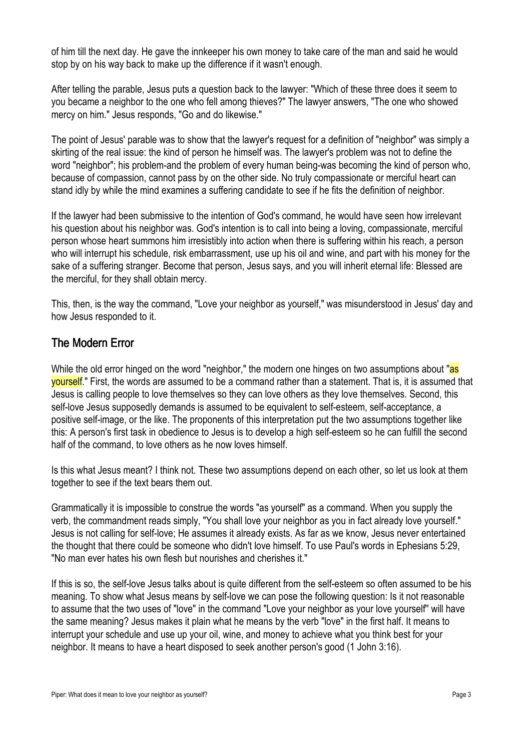of him till the next day. He gave the innkeeper his own money to take care of the man and said he would stop by on his way back to make up the difference if it wasn't enough.

After telling the parable, Jesus puts a question back to the lawyer: "Which of these three does it seem to you became a neighbor to the one who fell among thieves?" The lawyer answers, "The one who showed mercy on him." Jesus responds, "Go and do likewise."

The point of Jesus' parable was to show that the lawyer's request for a definition of "neighbor" was simply a skirting of the real issue: the kind of person he himself was. The lawyer's problem was not to define the word "neighbor"; his problem-and the problem of every human being-was becoming the kind of person who, because of compassion, cannot pass by on the other side. No truly compassionate or merciful heart can stand idly by while the mind examines a suffering candidate to see if he fits the definition of neighbor.

If the lawyer had been submissive to the intention of God's command, he would have seen how irrelevant his question about his neighbor was. God's intention is to call into being a loving, compassionate, merciful person whose heart summons him irresistibly into action when there is suffering within his reach, a person who will interrupt his schedule, risk embarrassment, use up his oil and wine, and part with his money for the sake of a suffering stranger. Become that person, Jesus says, and you will inherit eternal life: Blessed are the merciful, for they shall obtain mercy.

This, then, is the way the command, "Love your neighbor as yourself," was misunderstood in Jesus' day and how Jesus responded to it.

## The Modern Error

While the old error hinged on the word "neighbor," the modern one hinges on two assumptions about "as yourself." First, the words are assumed to be a command rather than a statement. That is, it is assumed that Jesus is calling people to love themselves so they can love others as they love themselves. Second, this self-love Jesus supposedly demands is assumed to be equivalent to self-esteem, self-acceptance, a positive self-image, or the like. The proponents of this interpretation put the two assumptions together like this: A person's first task in obedience to Jesus is to develop a high self-esteem so he can fulfill the second half of the command, to love others as he now loves himself.

Is this what Jesus meant? I think not. These two assumptions depend on each other, so let us look at them together to see if the text bears them out.

Grammatically it is impossible to construe the words "as yourself" as a command. When you supply the verb, the commandment reads simply, "You shall love your neighbor as you in fact already love yourself." Jesus is not calling for self-love; He assumes it already exists. As far as we know, Jesus never entertained the thought that there could be someone who didn't love himself. To use Paul's words in Ephesians 5:29, "No man ever hates his own flesh but nourishes and cherishes it."

If this is so, the self-love Jesus talks about is quite different from the self-esteem so often assumed to be his meaning. To show what Jesus means by self-love we can pose the following question: Is it not reasonable to assume that the two uses of "love" in the command "Love your neighbor as your love yourself" will have the same meaning? Jesus makes it plain what he means by the verb "love" in the first half. It means to interrupt your schedule and use up your oil, wine, and money to achieve what you think best for your neighbor. It means to have a heart disposed to seek another person's good (1 John 3:16).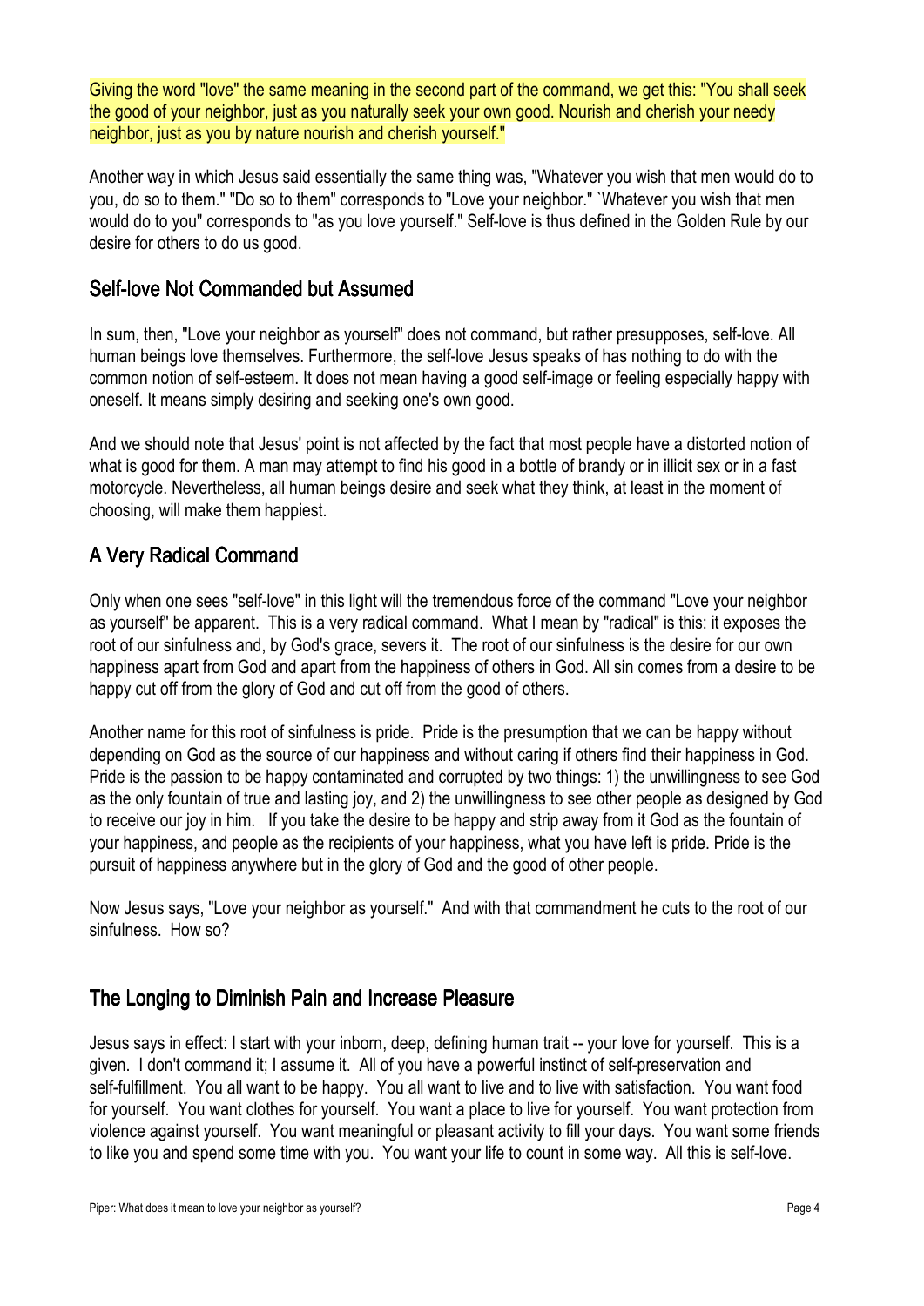Giving the word "love" the same meaning in the second part of the command, we get this: "You shall seek the good of your neighbor, just as you naturally seek your own good. Nourish and cherish your needy neighbor, just as you by nature nourish and cherish yourself."

Another way in which Jesus said essentially the same thing was, "Whatever you wish that men would do to you, do so to them." "Do so to them" corresponds to "Love your neighbor." `Whatever you wish that men would do to you" corresponds to "as you love yourself." Self-love is thus defined in the Golden Rule by our desire for others to do us good.

## Self-love Not Commanded but Assumed

In sum, then, "Love your neighbor as yourself" does not command, but rather presupposes, self-love. All human beings love themselves. Furthermore, the self-love Jesus speaks of has nothing to do with the common notion of self-esteem. It does not mean having a good self-image or feeling especially happy with oneself. It means simply desiring and seeking one's own good.

And we should note that Jesus' point is not affected by the fact that most people have a distorted notion of what is good for them. A man may attempt to find his good in a bottle of brandy or in illicit sex or in a fast motorcycle. Nevertheless, all human beings desire and seek what they think, at least in the moment of choosing, will make them happiest.

## A Very Radical Command

Only when one sees "self-love" in this light will the tremendous force of the command "Love your neighbor as yourself" be apparent. This is a very radical command. What I mean by "radical" is this: it exposes the root of our sinfulness and, by God's grace, severs it. The root of our sinfulness is the desire for our own happiness apart from God and apart from the happiness of others in God. All sin comes from a desire to be happy cut off from the glory of God and cut off from the good of others.

Another name for this root of sinfulness is pride. Pride is the presumption that we can be happy without depending on God as the source of our happiness and without caring if others find their happiness in God. Pride is the passion to be happy contaminated and corrupted by two things: 1) the unwillingness to see God as the only fountain of true and lasting joy, and 2) the unwillingness to see other people as designed by God to receive our joy in him. If you take the desire to be happy and strip away from it God as the fountain of your happiness, and people as the recipients of your happiness, what you have left is pride. Pride is the pursuit of happiness anywhere but in the glory of God and the good of other people.

Now Jesus says, "Love your neighbor as yourself." And with that commandment he cuts to the root of our sinfulness. How so?

## The Longing to Diminish Pain and Increase Pleasure

Jesus says in effect: I start with your inborn, deep, defining human trait -- your love for yourself. This is a given. I don't command it; I assume it. All of you have a powerful instinct of self-preservation and self-fulfillment. You all want to be happy. You all want to live and to live with satisfaction. You want food for yourself. You want clothes for yourself. You want a place to live for yourself. You want protection from violence against yourself. You want meaningful or pleasant activity to fill your days. You want some friends to like you and spend some time with you. You want your life to count in some way. All this is self-love.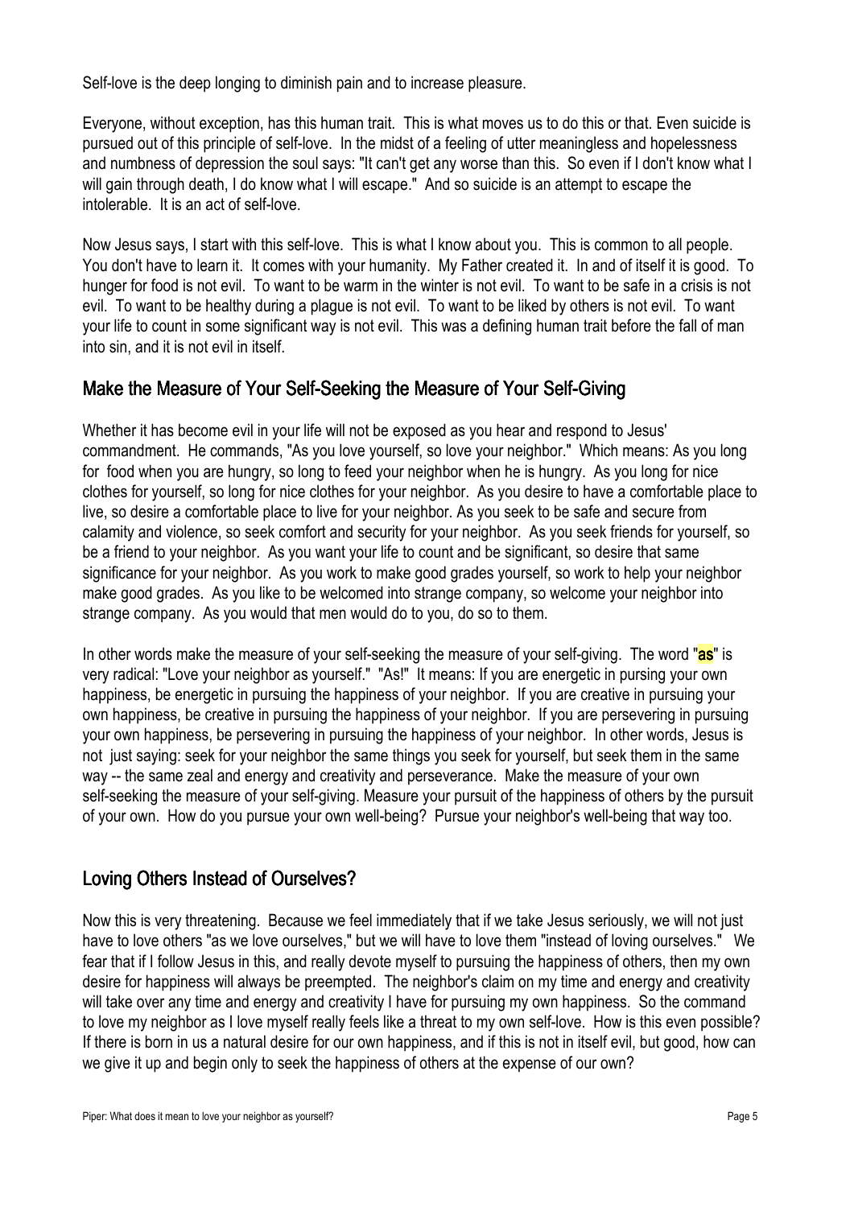Self-love is the deep longing to diminish pain and to increase pleasure.

Everyone, without exception, has this human trait. This is what moves us to do this or that. Even suicide is pursued out of this principle of self-love. In the midst of a feeling of utter meaningless and hopelessness and numbness of depression the soul says: "It can't get any worse than this. So even if I don't know what I will gain through death, I do know what I will escape." And so suicide is an attempt to escape the intolerable. It is an act of self-love.

Now Jesus says, I start with this self-love. This is what I know about you. This is common to all people. You don't have to learn it. It comes with your humanity. My Father created it. In and of itself it is good. To hunger for food is not evil. To want to be warm in the winter is not evil. To want to be safe in a crisis is not evil. To want to be healthy during a plague is not evil. To want to be liked by others is not evil. To want your life to count in some significant way is not evil. This was a defining human trait before the fall of man into sin, and it is not evil in itself.

## Make the Measure of Your Self-Seeking the Measure of Your Self-Giving

Whether it has become evil in your life will not be exposed as you hear and respond to Jesus' commandment. He commands, "As you love yourself, so love your neighbor." Which means: As you long for food when you are hungry, so long to feed your neighbor when he is hungry. As you long for nice clothes for yourself, so long for nice clothes for your neighbor. As you desire to have a comfortable place to live, so desire a comfortable place to live for your neighbor. As you seek to be safe and secure from calamity and violence, so seek comfort and security for your neighbor. As you seek friends for yourself, so be a friend to your neighbor. As you want your life to count and be significant, so desire that same significance for your neighbor. As you work to make good grades yourself, so work to help your neighbor make good grades. As you like to be welcomed into strange company, so welcome your neighbor into strange company. As you would that men would do to you, do so to them.

In other words make the measure of your self-seeking the measure of your self-giving. The word "as" is very radical: "Love your neighbor as yourself." "As!" It means: If you are energetic in pursing your own happiness, be energetic in pursuing the happiness of your neighbor. If you are creative in pursuing your own happiness, be creative in pursuing the happiness of your neighbor. If you are persevering in pursuing your own happiness, be persevering in pursuing the happiness of your neighbor. In other words, Jesus is not just saying: seek for your neighbor the same things you seek for yourself, but seek them in the same way -- the same zeal and energy and creativity and perseverance. Make the measure of your own self-seeking the measure of your self-giving. Measure your pursuit of the happiness of others by the pursuit of your own. How do you pursue your own well-being? Pursue your neighbor's well-being that way too.

## Loving Others Instead of Ourselves?

Now this is very threatening. Because we feel immediately that if we take Jesus seriously, we will not just have to love others "as we love ourselves," but we will have to love them "instead of loving ourselves." We fear that if I follow Jesus in this, and really devote myself to pursuing the happiness of others, then my own desire for happiness will always be preempted. The neighbor's claim on my time and energy and creativity will take over any time and energy and creativity I have for pursuing my own happiness. So the command to love my neighbor as I love myself really feels like a threat to my own self-love. How is this even possible? If there is born in us a natural desire for our own happiness, and if this is not in itself evil, but good, how can we give it up and begin only to seek the happiness of others at the expense of our own?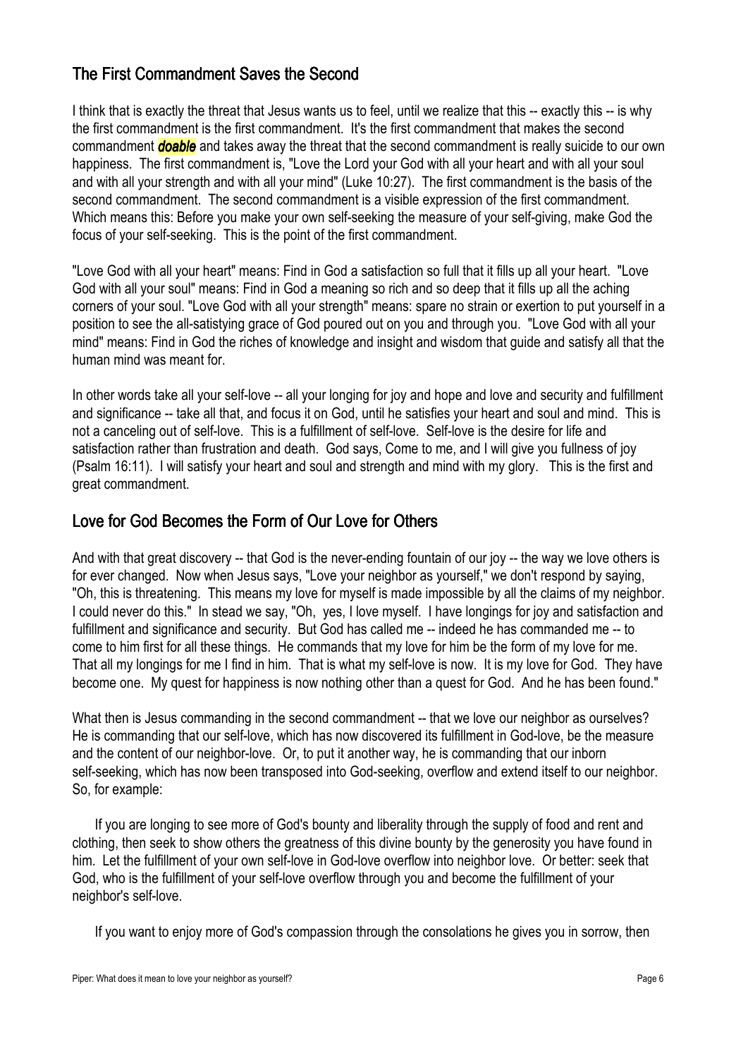## The First Commandment Saves the Second

I think that is exactly the threat that Jesus wants us to feel, until we realize that this -- exactly this -- is why the first commandment is the first commandment. It's the first commandment that makes the second commandment ***doable*** and takes away the threat that the second commandment is really suicide to our own happiness. The first commandment is, "Love the Lord your God with all your heart and with all your soul and with all your strength and with all your mind" (Luke 10:27). The first commandment is the basis of the second commandment. The second commandment is a visible expression of the first commandment. Which means this: Before you make your own self-seeking the measure of your self-giving, make God the focus of your self-seeking. This is the point of the first commandment.

"Love God with all your heart" means: Find in God a satisfaction so full that it fills up all your heart. "Love God with all your soul" means: Find in God a meaning so rich and so deep that it fills up all the aching corners of your soul. "Love God with all your strength" means: spare no strain or exertion to put yourself in a position to see the all-satistying grace of God poured out on you and through you. "Love God with all your mind" means: Find in God the riches of knowledge and insight and wisdom that guide and satisfy all that the human mind was meant for.

In other words take all your self-love -- all your longing for joy and hope and love and security and fulfillment and significance -- take all that, and focus it on God, until he satisfies your heart and soul and mind. This is not a canceling out of self-love. This is a fulfillment of self-love. Self-love is the desire for life and satisfaction rather than frustration and death. God says, Come to me, and I will give you fullness of joy (Psalm 16:11). I will satisfy your heart and soul and strength and mind with my glory. This is the first and great commandment.

## Love for God Becomes the Form of Our Love for Others

And with that great discovery -- that God is the never-ending fountain of our joy -- the way we love others is for ever changed. Now when Jesus says, "Love your neighbor as yourself," we don't respond by saying, "Oh, this is threatening. This means my love for myself is made impossible by all the claims of my neighbor. I could never do this." In stead we say, "Oh, yes, I love myself. I have longings for joy and satisfaction and fulfillment and significance and security. But God has called me -- indeed he has commanded me -- to come to him first for all these things. He commands that my love for him be the form of my love for me. That all my longings for me I find in him. That is what my self-love is now. It is my love for God. They have become one. My quest for happiness is now nothing other than a quest for God. And he has been found."

What then is Jesus commanding in the second commandment -- that we love our neighbor as ourselves? He is commanding that our self-love, which has now discovered its fulfillment in God-love, be the measure and the content of our neighbor-love. Or, to put it another way, he is commanding that our inborn self-seeking, which has now been transposed into God-seeking, overflow and extend itself to our neighbor. So, for example:

If you are longing to see more of God's bounty and liberality through the supply of food and rent and clothing, then seek to show others the greatness of this divine bounty by the generosity you have found in him. Let the fulfillment of your own self-love in God-love overflow into neighbor love. Or better: seek that God, who is the fulfillment of your self-love overflow through you and become the fulfillment of your neighbor's self-love.

If you want to enjoy more of God's compassion through the consolations he gives you in sorrow, then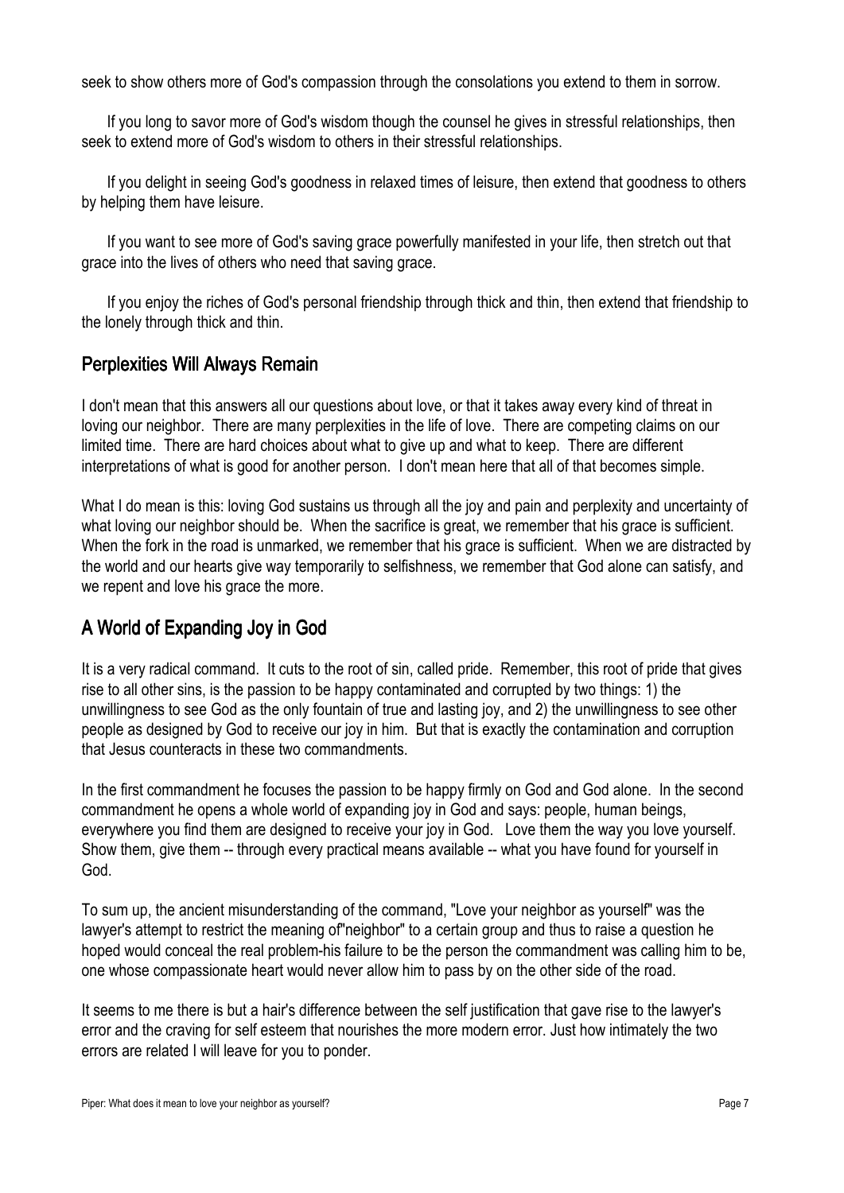seek to show others more of God's compassion through the consolations you extend to them in sorrow.

If you long to savor more of God's wisdom though the counsel he gives in stressful relationships, then seek to extend more of God's wisdom to others in their stressful relationships.

If you delight in seeing God's goodness in relaxed times of leisure, then extend that goodness to others by helping them have leisure.

If you want to see more of God's saving grace powerfully manifested in your life, then stretch out that grace into the lives of others who need that saving grace.

If you enjoy the riches of God's personal friendship through thick and thin, then extend that friendship to the lonely through thick and thin.

## Perplexities Will Always Remain

I don't mean that this answers all our questions about love, or that it takes away every kind of threat in loving our neighbor. There are many perplexities in the life of love. There are competing claims on our limited time. There are hard choices about what to give up and what to keep. There are different interpretations of what is good for another person. I don't mean here that all of that becomes simple.

What I do mean is this: loving God sustains us through all the joy and pain and perplexity and uncertainty of what loving our neighbor should be. When the sacrifice is great, we remember that his grace is sufficient. When the fork in the road is unmarked, we remember that his grace is sufficient. When we are distracted by the world and our hearts give way temporarily to selfishness, we remember that God alone can satisfy, and we repent and love his grace the more.

## A World of Expanding Joy in God

It is a very radical command. It cuts to the root of sin, called pride. Remember, this root of pride that gives rise to all other sins, is the passion to be happy contaminated and corrupted by two things: 1) the unwillingness to see God as the only fountain of true and lasting joy, and 2) the unwillingness to see other people as designed by God to receive our joy in him. But that is exactly the contamination and corruption that Jesus counteracts in these two commandments.

In the first commandment he focuses the passion to be happy firmly on God and God alone. In the second commandment he opens a whole world of expanding joy in God and says: people, human beings, everywhere you find them are designed to receive your joy in God. Love them the way you love yourself. Show them, give them -- through every practical means available -- what you have found for yourself in God.

To sum up, the ancient misunderstanding of the command, "Love your neighbor as yourself" was the lawyer's attempt to restrict the meaning of"neighbor" to a certain group and thus to raise a question he hoped would conceal the real problem-his failure to be the person the commandment was calling him to be, one whose compassionate heart would never allow him to pass by on the other side of the road.

It seems to me there is but a hair's difference between the self justification that gave rise to the lawyer's error and the craving for self esteem that nourishes the more modern error. Just how intimately the two errors are related I will leave for you to ponder.